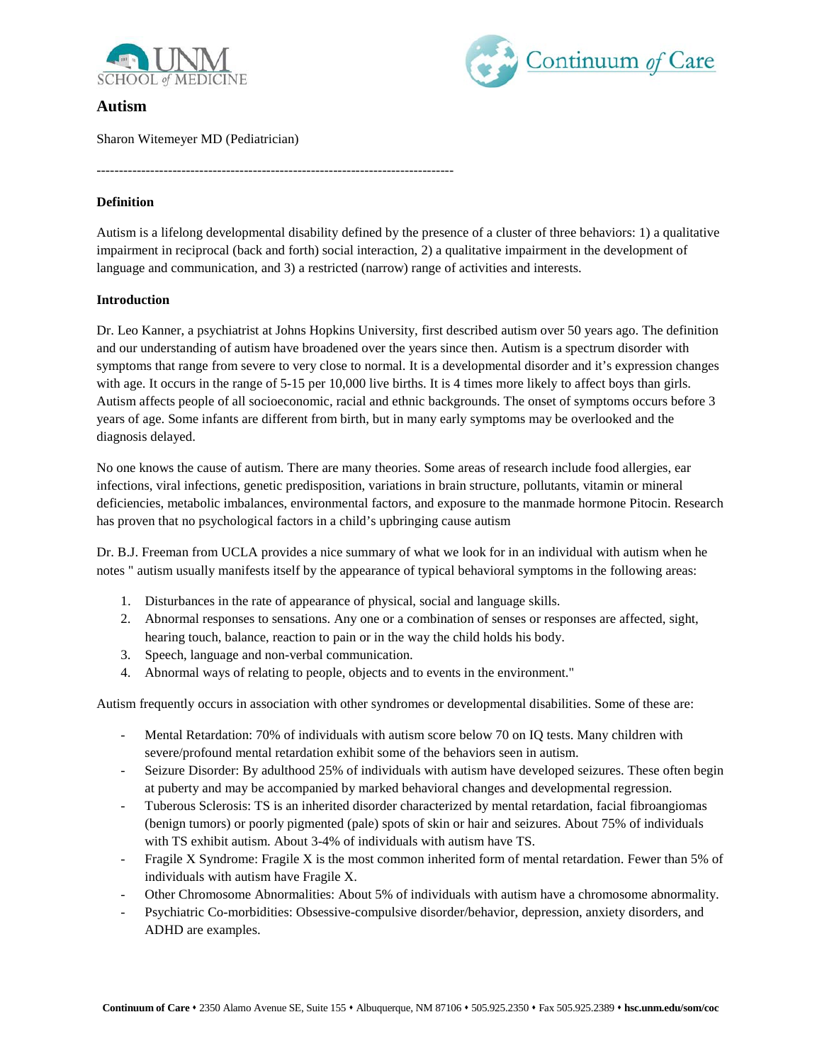# Autism

Sharon Witemeyer MD (Pediatrician)

---

## Definition

Autism is a lifelong developmental disability defined by the presence of a cluster of three behaviors: 1) a qualitative impairment in reciprocal (back and forth) social interaction, 2) a qualitative impairment in the development of language and communication, and 3) a restricted (narrow) range of activities and interests.

## Introduction

Dr. Leo Kanner, a psychiatrist at Johns Hopkins University, first described autism over 50 years ago. The definition and our understanding of autism have broadened over the years since then. Autism is a spectrum disorder with symptoms that range from severe to very close to normal. It is a developmental disorder and it's expression changes with age. It occurs in the range of 5-15 per 10,000 live births. It is 4 times more likely to affect boys than girls. Autism affects people of all socioeconomic, racial and ethnic backgrounds. The onset of symptoms occurs before 3 years of age. Some infants are different from birth, but in many early symptoms may be overlooked and the diagnosis delayed.

No one knows the cause of autism. There are many theories. Some areas of research include food allergies, ear infections, viral infections, genetic predisposition, variations in brain structure, pollutants, vitamin or mineral deficiencies, metabolic imbalances, environmental factors, and exposure to the manmade hormone Pitocin. Research has proven that no psychological factors in a child's upbringing cause autism

Dr. B.J. Freeman from UCLA provides a nice summary of what we look for in an individual with autism when he notes " autism usually manifests itself by the appearance of typical behavioral symptoms in the following areas:

1. Disturbances in the rate of appearance of physical, social and language skills.
2. Abnormal responses to sensations. Any one or a combination of senses or responses are affected, sight, hearing touch, balance, reaction to pain or in the way the child holds his body.
3. Speech, language and non-verbal communication.
4. Abnormal ways of relating to people, objects and to events in the environment."

Autism frequently occurs in association with other syndromes or developmental disabilities. Some of these are:

- Mental Retardation: 70% of individuals with autism score below 70 on IQ tests. Many children with severe/profound mental retardation exhibit some of the behaviors seen in autism.
- Seizure Disorder: By adulthood 25% of individuals with autism have developed seizures. These often begin at puberty and may be accompanied by marked behavioral changes and developmental regression.
- Tuberous Sclerosis: TS is an inherited disorder characterized by mental retardation, facial fibroangiomas (benign tumors) or poorly pigmented (pale) spots of skin or hair and seizures. About 75% of individuals with TS exhibit autism. About 3-4% of individuals with autism have TS.
- Fragile X Syndrome: Fragile X is the most common inherited form of mental retardation. Fewer than 5% of individuals with autism have Fragile X.
- Other Chromosome Abnormalities: About 5% of individuals with autism have a chromosome abnormality.
- Psychiatric Co-morbidities: Obsessive-compulsive disorder/behavior, depression, anxiety disorders, and ADHD are examples.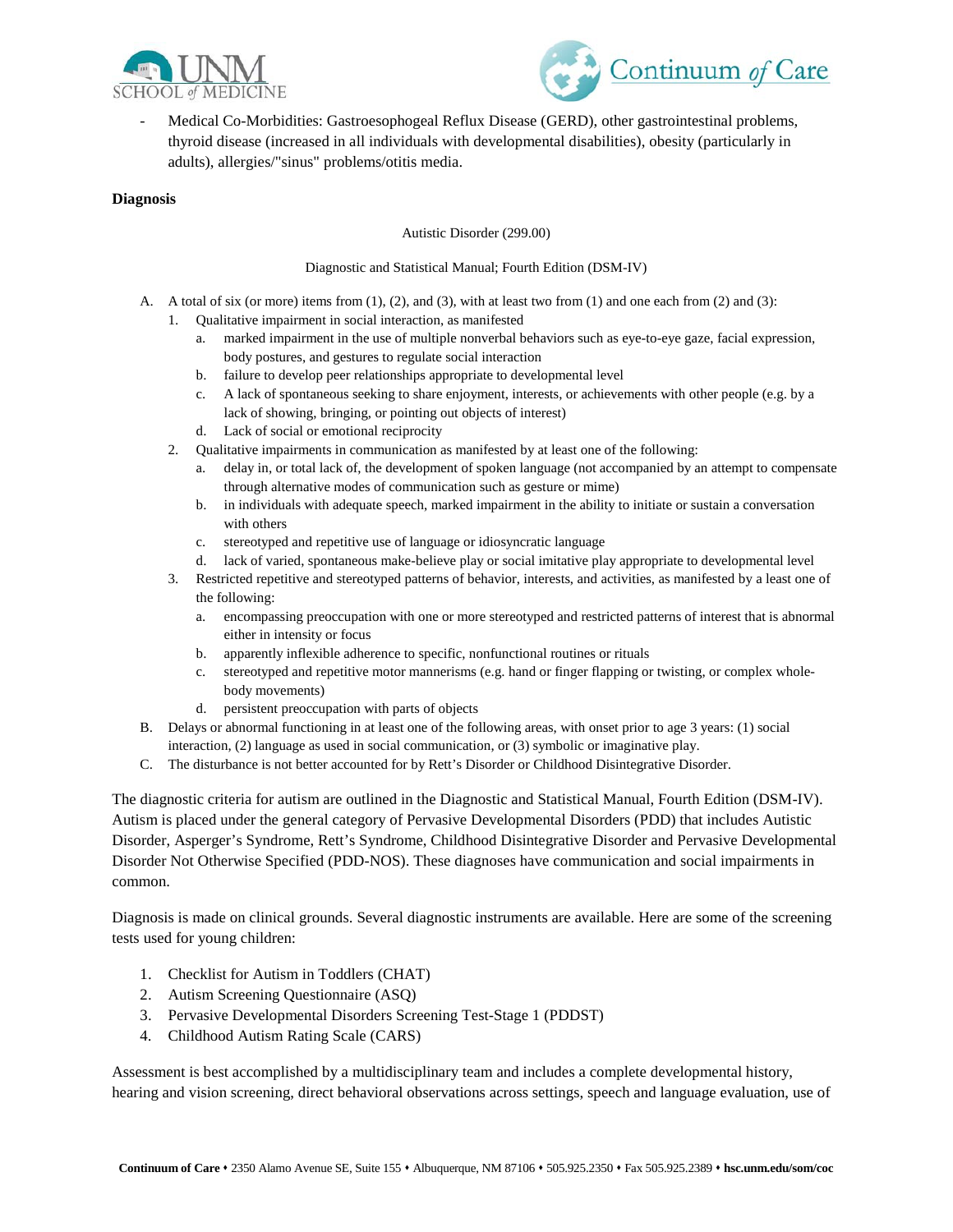- Medical Co-Morbidities: Gastroesophogeal Reflux Disease (GERD), other gastrointestinal problems, thyroid disease (increased in all individuals with developmental disabilities), obesity (particularly in adults), allergies/"sinus" problems/otitis media.

**Diagnosis**

Autistic Disorder (299.00)

Diagnostic and Statistical Manual; Fourth Edition (DSM-IV)

A. A total of six (or more) items from (1), (2), and (3), with at least two from (1) and one each from (2) and (3):
   1. Qualitative impairment in social interaction, as manifested
      a. marked impairment in the use of multiple nonverbal behaviors such as eye-to-eye gaze, facial expression, body postures, and gestures to regulate social interaction
      b. failure to develop peer relationships appropriate to developmental level
      c. A lack of spontaneous seeking to share enjoyment, interests, or achievements with other people (e.g. by a lack of showing, bringing, or pointing out objects of interest)
      d. Lack of social or emotional reciprocity
   2. Qualitative impairments in communication as manifested by at least one of the following:
      a. delay in, or total lack of, the development of spoken language (not accompanied by an attempt to compensate through alternative modes of communication such as gesture or mime)
      b. in individuals with adequate speech, marked impairment in the ability to initiate or sustain a conversation with others
      c. stereotyped and repetitive use of language or idiosyncratic language
      d. lack of varied, spontaneous make-believe play or social imitative play appropriate to developmental level
   3. Restricted repetitive and stereotyped patterns of behavior, interests, and activities, as manifested by a least one of the following:
      a. encompassing preoccupation with one or more stereotyped and restricted patterns of interest that is abnormal either in intensity or focus
      b. apparently inflexible adherence to specific, nonfunctional routines or rituals
      c. stereotyped and repetitive motor mannerisms (e.g. hand or finger flapping or twisting, or complex whole-body movements)
      d. persistent preoccupation with parts of objects

B. Delays or abnormal functioning in at least one of the following areas, with onset prior to age 3 years: (1) social interaction, (2) language as used in social communication, or (3) symbolic or imaginative play.

C. The disturbance is not better accounted for by Rett's Disorder or Childhood Disintegrative Disorder.

The diagnostic criteria for autism are outlined in the Diagnostic and Statistical Manual, Fourth Edition (DSM-IV). Autism is placed under the general category of Pervasive Developmental Disorders (PDD) that includes Autistic Disorder, Asperger's Syndrome, Rett's Syndrome, Childhood Disintegrative Disorder and Pervasive Developmental Disorder Not Otherwise Specified (PDD-NOS). These diagnoses have communication and social impairments in common.

Diagnosis is made on clinical grounds. Several diagnostic instruments are available. Here are some of the screening tests used for young children:

1. Checklist for Autism in Toddlers (CHAT)
2. Autism Screening Questionnaire (ASQ)
3. Pervasive Developmental Disorders Screening Test-Stage 1 (PDDST)
4. Childhood Autism Rating Scale (CARS)

Assessment is best accomplished by a multidisciplinary team and includes a complete developmental history, hearing and vision screening, direct behavioral observations across settings, speech and language evaluation, use of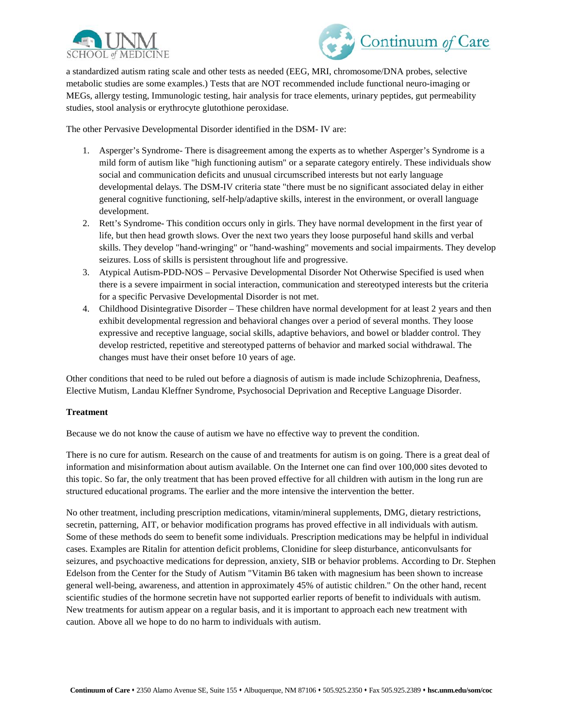a standardized autism rating scale and other tests as needed (EEG, MRI, chromosome/DNA probes, selective metabolic studies are some examples.) Tests that are NOT recommended include functional neuro-imaging or MEGs, allergy testing, Immunologic testing, hair analysis for trace elements, urinary peptides, gut permeability studies, stool analysis or erythrocyte glutothione peroxidase.

The other Pervasive Developmental Disorder identified in the DSM- IV are:

1. Asperger's Syndrome- There is disagreement among the experts as to whether Asperger's Syndrome is a mild form of autism like "high functioning autism" or a separate category entirely. These individuals show social and communication deficits and unusual circumscribed interests but not early language developmental delays. The DSM-IV criteria state "there must be no significant associated delay in either general cognitive functioning, self-help/adaptive skills, interest in the environment, or overall language development.
2. Rett's Syndrome- This condition occurs only in girls. They have normal development in the first year of life, but then head growth slows. Over the next two years they loose purposeful hand skills and verbal skills. They develop "hand-wringing" or "hand-washing" movements and social impairments. They develop seizures. Loss of skills is persistent throughout life and progressive.
3. Atypical Autism-PDD-NOS – Pervasive Developmental Disorder Not Otherwise Specified is used when there is a severe impairment in social interaction, communication and stereotyped interests but the criteria for a specific Pervasive Developmental Disorder is not met.
4. Childhood Disintegrative Disorder – These children have normal development for at least 2 years and then exhibit developmental regression and behavioral changes over a period of several months. They loose expressive and receptive language, social skills, adaptive behaviors, and bowel or bladder control. They develop restricted, repetitive and stereotyped patterns of behavior and marked social withdrawal. The changes must have their onset before 10 years of age.

Other conditions that need to be ruled out before a diagnosis of autism is made include Schizophrenia, Deafness, Elective Mutism, Landau Kleffner Syndrome, Psychosocial Deprivation and Receptive Language Disorder.

**Treatment**

Because we do not know the cause of autism we have no effective way to prevent the condition.

There is no cure for autism. Research on the cause of and treatments for autism is on going. There is a great deal of information and misinformation about autism available. On the Internet one can find over 100,000 sites devoted to this topic. So far, the only treatment that has been proved effective for all children with autism in the long run are structured educational programs. The earlier and the more intensive the intervention the better.

No other treatment, including prescription medications, vitamin/mineral supplements, DMG, dietary restrictions, secretin, patterning, AIT, or behavior modification programs has proved effective in all individuals with autism. Some of these methods do seem to benefit some individuals. Prescription medications may be helpful in individual cases. Examples are Ritalin for attention deficit problems, Clonidine for sleep disturbance, anticonvulsants for seizures, and psychoactive medications for depression, anxiety, SIB or behavior problems. According to Dr. Stephen Edelson from the Center for the Study of Autism "Vitamin B6 taken with magnesium has been shown to increase general well-being, awareness, and attention in approximately 45% of autistic children." On the other hand, recent scientific studies of the hormone secretin have not supported earlier reports of benefit to individuals with autism. New treatments for autism appear on a regular basis, and it is important to approach each new treatment with caution. Above all we hope to do no harm to individuals with autism.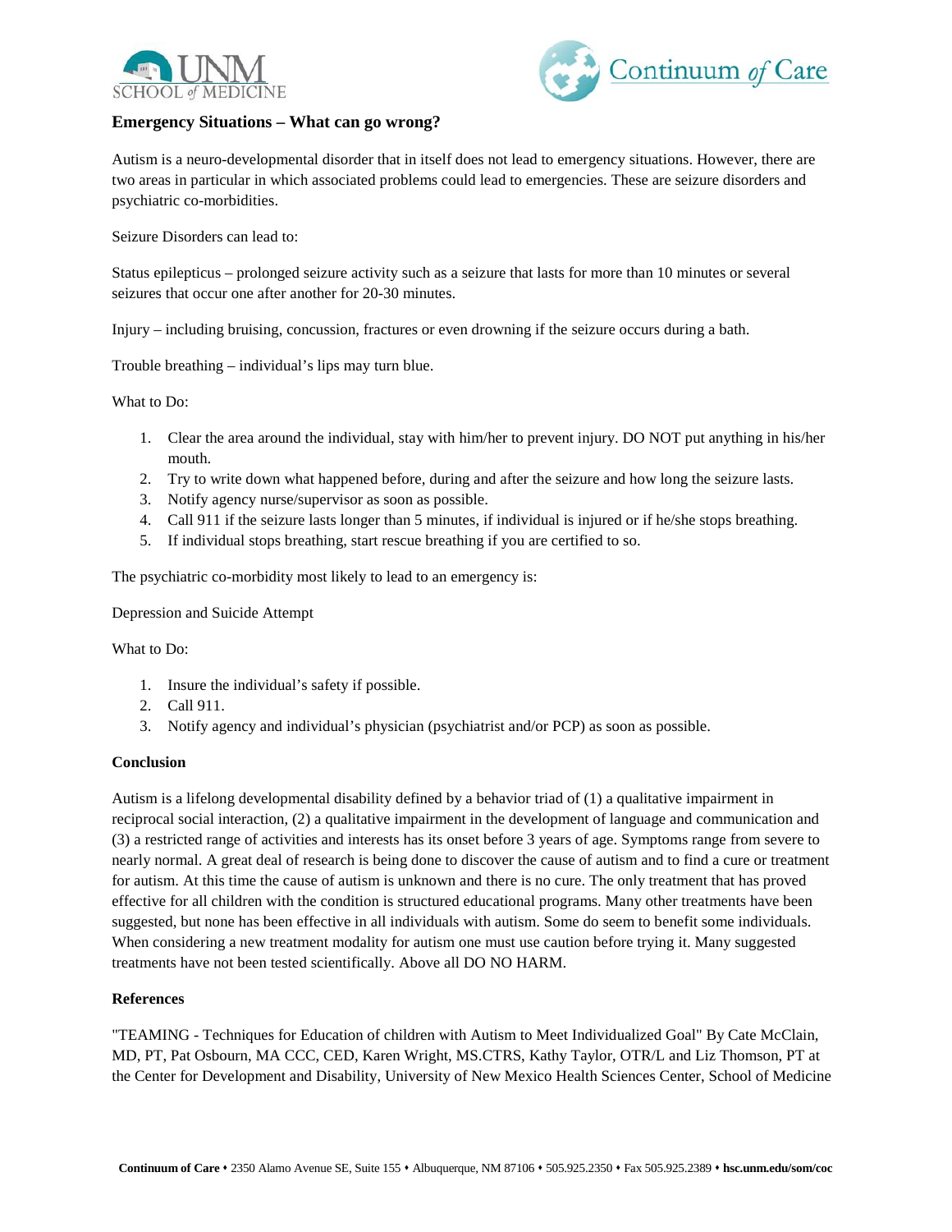## Emergency Situations – What can go wrong?

Autism is a neuro-developmental disorder that in itself does not lead to emergency situations. However, there are two areas in particular in which associated problems could lead to emergencies. These are seizure disorders and psychiatric co-morbidities.

Seizure Disorders can lead to:

Status epilepticus – prolonged seizure activity such as a seizure that lasts for more than 10 minutes or several seizures that occur one after another for 20-30 minutes.

Injury – including bruising, concussion, fractures or even drowning if the seizure occurs during a bath.

Trouble breathing – individual's lips may turn blue.

What to Do:

1. Clear the area around the individual, stay with him/her to prevent injury. DO NOT put anything in his/her mouth.
2. Try to write down what happened before, during and after the seizure and how long the seizure lasts.
3. Notify agency nurse/supervisor as soon as possible.
4. Call 911 if the seizure lasts longer than 5 minutes, if individual is injured or if he/she stops breathing.
5. If individual stops breathing, start rescue breathing if you are certified to so.

The psychiatric co-morbidity most likely to lead to an emergency is:

Depression and Suicide Attempt

What to Do:

1. Insure the individual's safety if possible.
2. Call 911.
3. Notify agency and individual's physician (psychiatrist and/or PCP) as soon as possible.

**Conclusion**

Autism is a lifelong developmental disability defined by a behavior triad of (1) a qualitative impairment in reciprocal social interaction, (2) a qualitative impairment in the development of language and communication and (3) a restricted range of activities and interests has its onset before 3 years of age. Symptoms range from severe to nearly normal. A great deal of research is being done to discover the cause of autism and to find a cure or treatment for autism. At this time the cause of autism is unknown and there is no cure. The only treatment that has proved effective for all children with the condition is structured educational programs. Many other treatments have been suggested, but none has been effective in all individuals with autism. Some do seem to benefit some individuals. When considering a new treatment modality for autism one must use caution before trying it. Many suggested treatments have not been tested scientifically. Above all DO NO HARM.

**References**

"TEAMING - Techniques for Education of children with Autism to Meet Individualized Goal" By Cate McClain, MD, PT, Pat Osbourn, MA CCC, CED, Karen Wright, MS.CTRS, Kathy Taylor, OTR/L and Liz Thomson, PT at the Center for Development and Disability, University of New Mexico Health Sciences Center, School of Medicine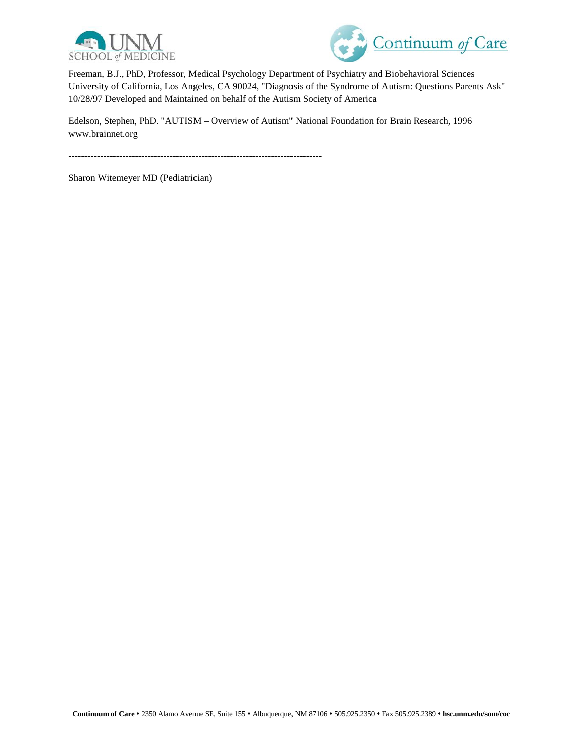Freeman, B.J., PhD, Professor, Medical Psychology Department of Psychiatry and Biobehavioral Sciences University of California, Los Angeles, CA 90024, "Diagnosis of the Syndrome of Autism: Questions Parents Ask" 10/28/97 Developed and Maintained on behalf of the Autism Society of America

Edelson, Stephen, PhD. "AUTISM – Overview of Autism" National Foundation for Brain Research, 1996 www.brainnet.org

--------------------------------------------------------------------------------

Sharon Witemeyer MD (Pediatrician)